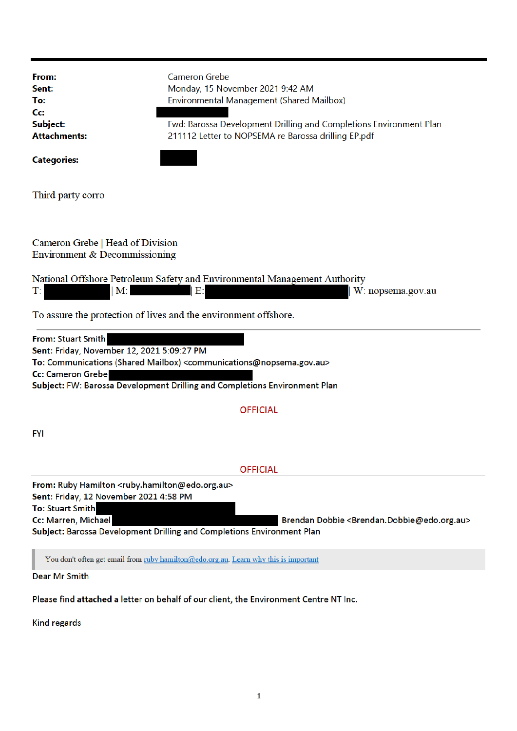| | |
|---|---|
| **From:** | Cameron Grebe |
| **Sent:** | Monday, 15 November 2021 9:42 AM |
| **To:** | Environmental Management (Shared Mailbox) |
| **Cc:** | |
| **Subject:** | Fwd: Barossa Development Drilling and Completions Environment Plan |
| **Attachments:** | 211112 Letter to NOPSEMA re Barossa drilling EP.pdf |
| **Categories:** | |

Third party corro

Cameron Grebe | Head of Division
Environment & Decommissioning

National Offshore Petroleum Safety and Environmental Management Authority
T: | M: | E: | W: nopsema.gov.au

To assure the protection of lives and the environment offshore.

---

**From:** Stuart Smith
**Sent:** Friday, November 12, 2021 5:09:27 PM
**To:** Communications (Shared Mailbox) <communications@nopsema.gov.au>
**Cc:** Cameron Grebe
**Subject:** FW: Barossa Development Drilling and Completions Environment Plan

OFFICIAL

FYI

OFFICIAL

---

**From:** Ruby Hamilton <ruby.hamilton@edo.org.au>
**Sent:** Friday, 12 November 2021 4:58 PM
**To:** Stuart Smith
**Cc:** Marren, Michael Brendan Dobbie <Brendan.Dobbie@edo.org.au>
**Subject:** Barossa Development Drilling and Completions Environment Plan

> You don't often get email from ruby.hamilton@edo.org.au. Learn why this is important

Dear Mr Smith

Please find attached a letter on behalf of our client, the Environment Centre NT Inc.

Kind regards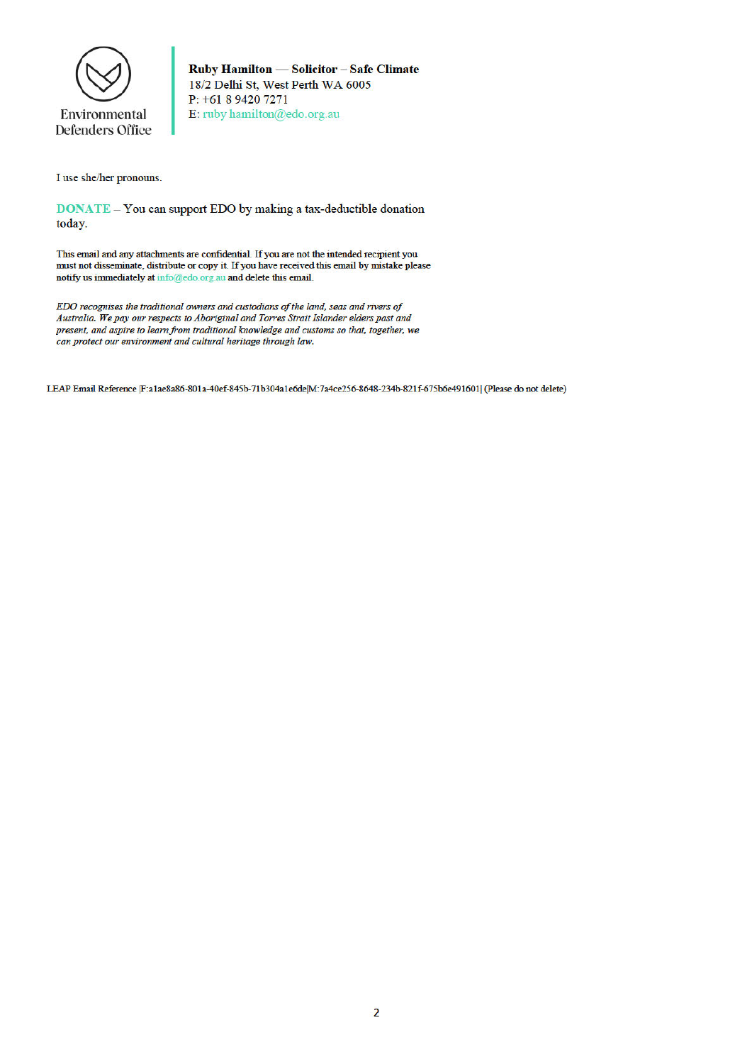Environmental Defenders Office

**Ruby Hamilton — Solicitor – Safe Climate**
18/2 Delhi St, West Perth WA 6005
P: +61 8 9420 7271
E: ruby.hamilton@edo.org.au

I use she/her pronouns.

DONATE – You can support EDO by making a tax-deductible donation today.

This email and any attachments are confidential. If you are not the intended recipient you must not disseminate, distribute or copy it. If you have received this email by mistake please notify us immediately at info@edo.org.au and delete this email.

*EDO recognises the traditional owners and custodians of the land, seas and rivers of Australia. We pay our respects to Aboriginal and Torres Strait Islander elders past and present, and aspire to learn from traditional knowledge and customs so that, together, we can protect our environment and cultural heritage through law.*

LEAP Email Reference |F:a1ae8a86-801a-40ef-845b-71b304a1e6de|M:7a4ce256-8648-234b-821f-675b6e491601| (Please do not delete)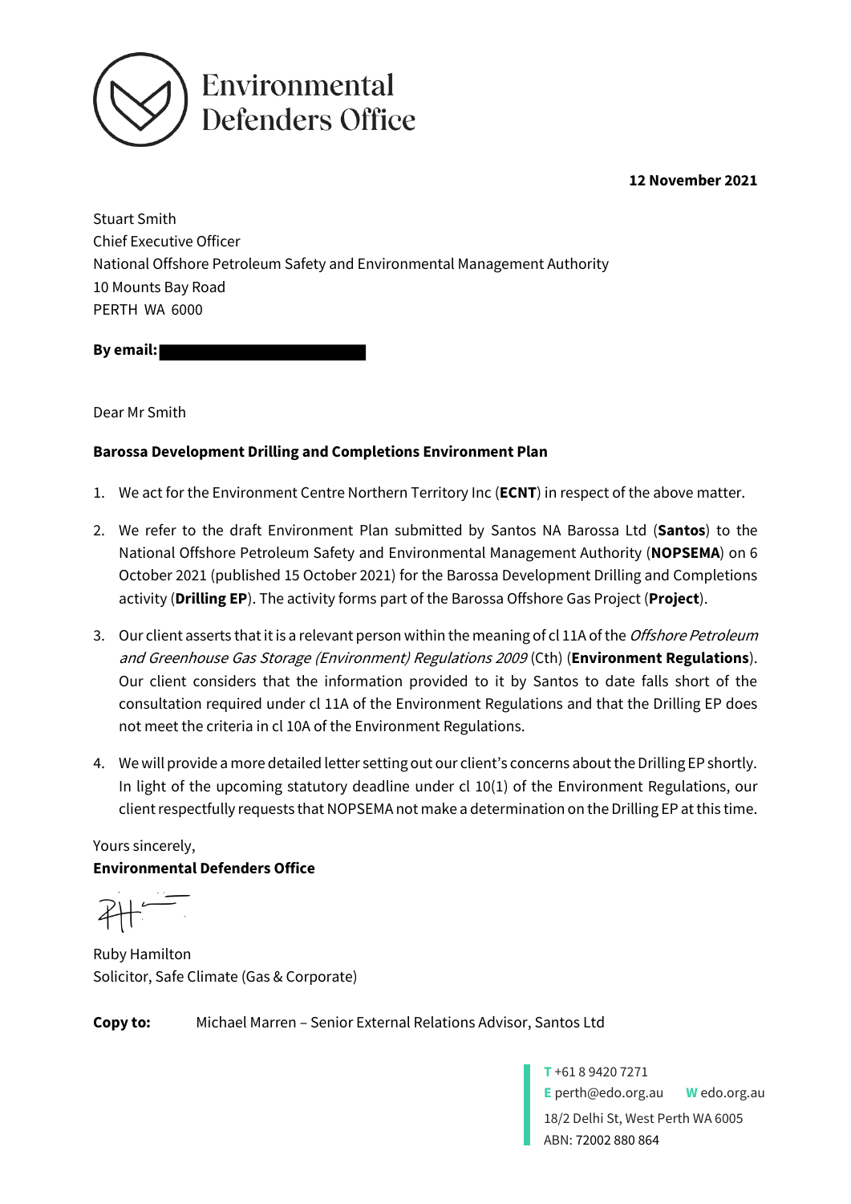# Environmental Defenders Office

**12 November 2021**

Stuart Smith
Chief Executive Officer
National Offshore Petroleum Safety and Environmental Management Authority
10 Mounts Bay Road
PERTH WA 6000

**By email:**

Dear Mr Smith

**Barossa Development Drilling and Completions Environment Plan**

1. We act for the Environment Centre Northern Territory Inc (**ECNT**) in respect of the above matter.

2. We refer to the draft Environment Plan submitted by Santos NA Barossa Ltd (**Santos**) to the National Offshore Petroleum Safety and Environmental Management Authority (**NOPSEMA**) on 6 October 2021 (published 15 October 2021) for the Barossa Development Drilling and Completions activity (**Drilling EP**). The activity forms part of the Barossa Offshore Gas Project (**Project**).

3. Our client asserts that it is a relevant person within the meaning of cl 11A of the *Offshore Petroleum and Greenhouse Gas Storage (Environment) Regulations 2009* (Cth) (**Environment Regulations**). Our client considers that the information provided to it by Santos to date falls short of the consultation required under cl 11A of the Environment Regulations and that the Drilling EP does not meet the criteria in cl 10A of the Environment Regulations.

4. We will provide a more detailed letter setting out our client's concerns about the Drilling EP shortly. In light of the upcoming statutory deadline under cl 10(1) of the Environment Regulations, our client respectfully requests that NOPSEMA not make a determination on the Drilling EP at this time.

Yours sincerely,
**Environmental Defenders Office**

Ruby Hamilton
Solicitor, Safe Climate (Gas & Corporate)

**Copy to:** Michael Marren – Senior External Relations Advisor, Santos Ltd

**T** +61 8 9420 7271
**E** perth@edo.org.au **W** edo.org.au
18/2 Delhi St, West Perth WA 6005
ABN: 72002 880 864